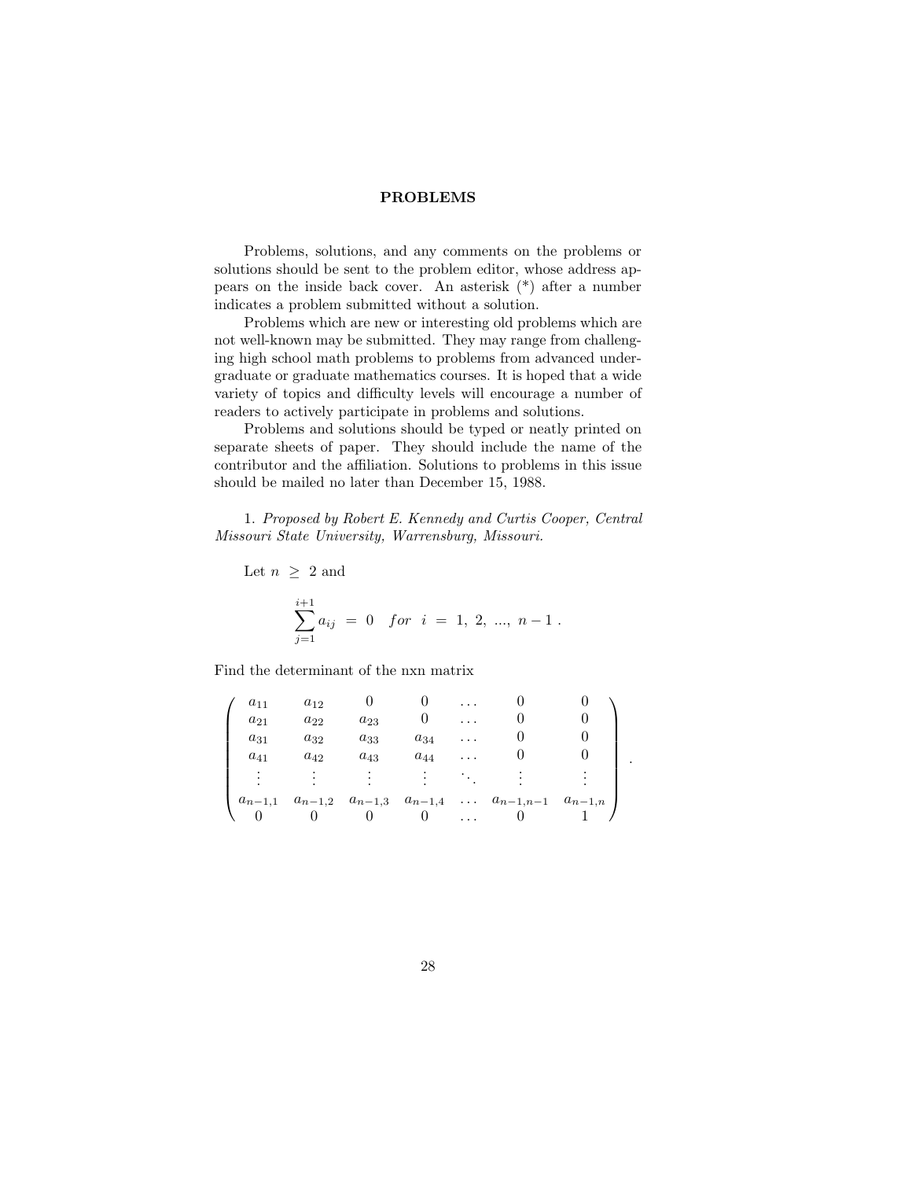## PROBLEMS

Problems, solutions, and any comments on the problems or solutions should be sent to the problem editor, whose address appears on the inside back cover. An asterisk (*) after a number indicates a problem submitted without a solution.

Problems which are new or interesting old problems which are not well-known may be submitted. They may range from challenging high school math problems to problems from advanced undergraduate or graduate mathematics courses. It is hoped that a wide variety of topics and difficulty levels will encourage a number of readers to actively participate in problems and solutions.

Problems and solutions should be typed or neatly printed on separate sheets of paper. They should include the name of the contributor and the affiliation. Solutions to problems in this issue should be mailed no later than December 15, 1988.

1. *Proposed by Robert E. Kennedy and Curtis Cooper, Central Missouri State University, Warrensburg, Missouri.*

Let $n \geq 2$ and

$$\sum_{j=1}^{i+1} a_{ij} = 0 \quad for \quad i = 1,\ 2,\ ...,\ n-1 \ .$$

Find the determinant of the nxn matrix

$$\begin{pmatrix} a_{11} & a_{12} & 0 & 0 & \dots & 0 & 0 \\ a_{21} & a_{22} & a_{23} & 0 & \dots & 0 & 0 \\ a_{31} & a_{32} & a_{33} & a_{34} & \dots & 0 & 0 \\ a_{41} & a_{42} & a_{43} & a_{44} & \dots & 0 & 0 \\ \vdots & \vdots & \vdots & \vdots & \ddots & \vdots & \vdots \\ a_{n-1,1} & a_{n-1,2} & a_{n-1,3} & a_{n-1,4} & \dots & a_{n-1,n-1} & a_{n-1,n} \\ 0 & 0 & 0 & 0 & \dots & 0 & 1 \end{pmatrix} .$$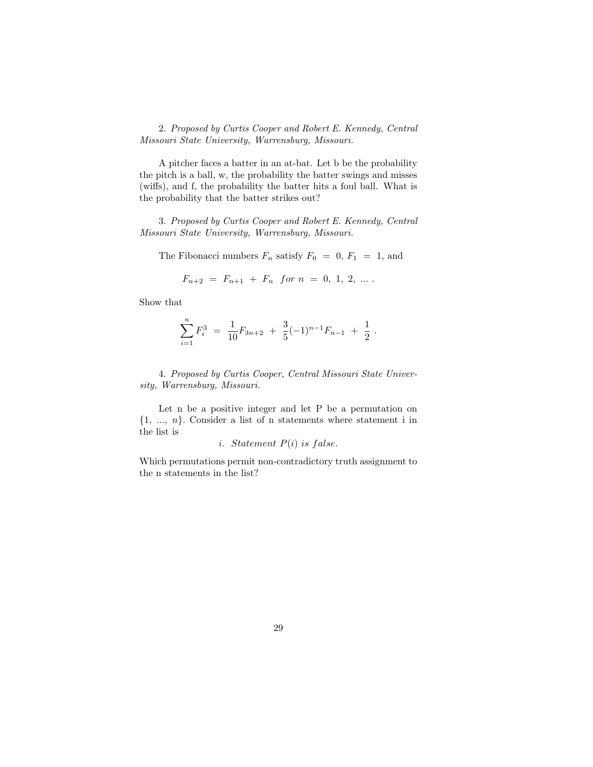2. *Proposed by Curtis Cooper and Robert E. Kennedy, Central Missouri State University, Warrensburg, Missouri.*

A pitcher faces a batter in an at-bat. Let b be the probability the pitch is a ball, w, the probability the batter swings and misses (wiffs), and f, the probability the batter hits a foul ball. What is the probability that the batter strikes out?

3. *Proposed by Curtis Cooper and Robert E. Kennedy, Central Missouri State University, Warrensburg, Missouri.*

The Fibonacci numbers $F_n$ satisfy $F_0 = 0$, $F_1 = 1$, and

$$F_{n+2} = F_{n+1} + F_n \quad for \; n = 0, 1, 2, \; ... \; .$$

Show that

$$\sum_{i=1}^{n} F_i^3 = \frac{1}{10} F_{3n+2} + \frac{3}{5}(-1)^{n-1} F_{n-1} + \frac{1}{2} \; .$$

4. *Proposed by Curtis Cooper, Central Missouri State University, Warrensburg, Missouri.*

Let n be a positive integer and let P be a permutation on $\{1, \; ..., \; n\}$. Consider a list of n statements where statement i in the list is

*i. Statement $P(i)$ is false.*

Which permutations permit non-contradictory truth assignment to the n statements in the list?